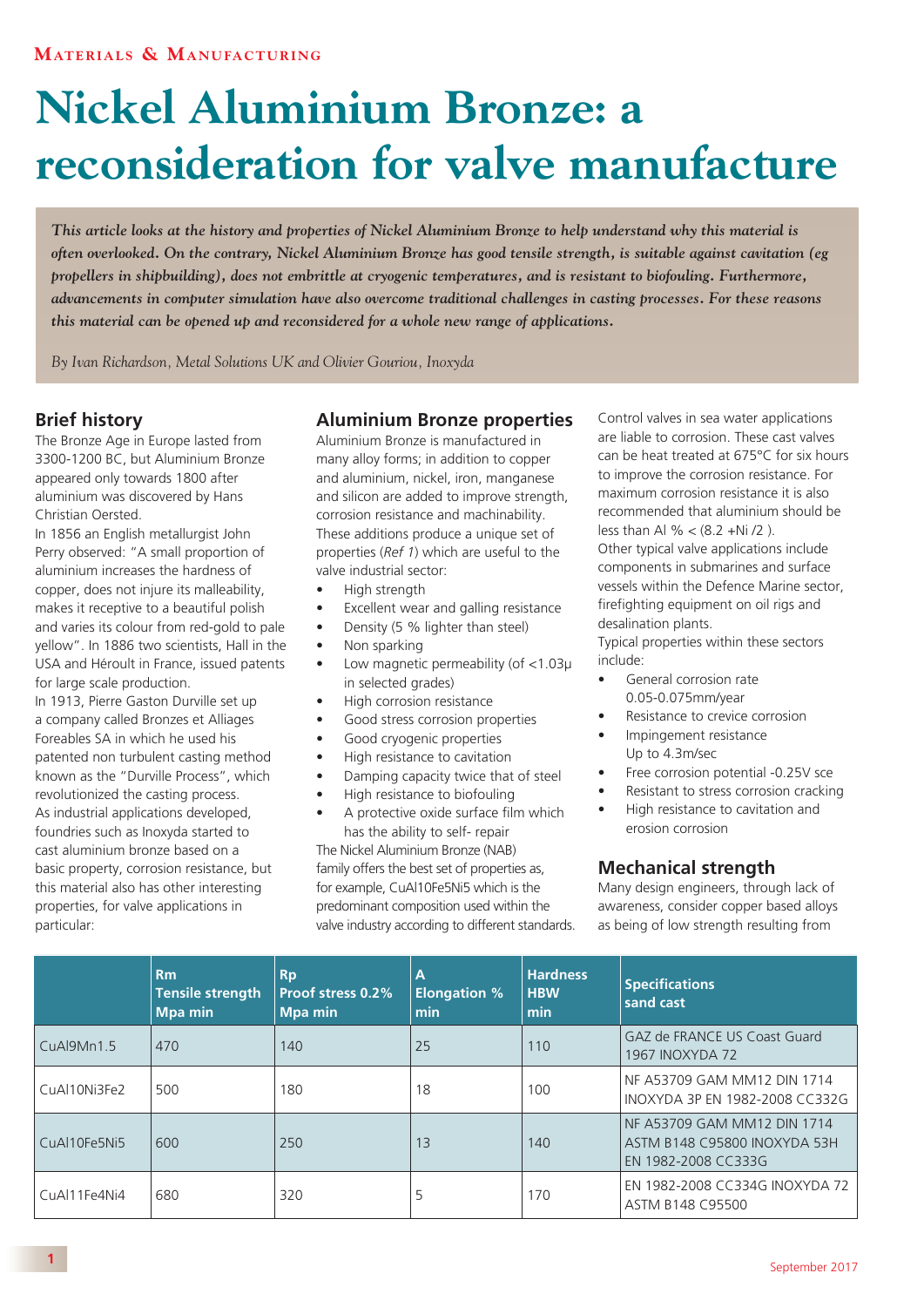Materials & Manufacturing

# Nickel Aluminium Bronze: a reconsideration for valve manufacture

***This article looks at the history and properties of Nickel Aluminium Bronze to help understand why this material is often overlooked. On the contrary, Nickel Aluminium Bronze has good tensile strength, is suitable against cavitation (eg propellers in shipbuilding), does not embrittle at cryogenic temperatures, and is resistant to biofouling. Furthermore, advancements in computer simulation have also overcome traditional challenges in casting processes. For these reasons this material can be opened up and reconsidered for a whole new range of applications.***

*By Ivan Richardson, Metal Solutions UK and Olivier Gouriou, Inoxyda*

## Brief history

The Bronze Age in Europe lasted from 3300-1200 BC, but Aluminium Bronze appeared only towards 1800 after aluminium was discovered by Hans Christian Oersted.

In 1856 an English metallurgist John Perry observed: "A small proportion of aluminium increases the hardness of copper, does not injure its malleability, makes it receptive to a beautiful polish and varies its colour from red-gold to pale yellow". In 1886 two scientists, Hall in the USA and Héroult in France, issued patents for large scale production.

In 1913, Pierre Gaston Durville set up a company called Bronzes et Alliages Foreables SA in which he used his patented non turbulent casting method known as the "Durville Process", which revolutionized the casting process.

As industrial applications developed, foundries such as Inoxyda started to cast aluminium bronze based on a basic property, corrosion resistance, but this material also has other interesting properties, for valve applications in particular:

## Aluminium Bronze properties

Aluminium Bronze is manufactured in many alloy forms; in addition to copper and aluminium, nickel, iron, manganese and silicon are added to improve strength, corrosion resistance and machinability. These additions produce a unique set of properties (*Ref 1*) which are useful to the valve industrial sector:

- High strength
- Excellent wear and galling resistance
- Density (5 % lighter than steel)
- Non sparking
- Low magnetic permeability (of <1.03μ in selected grades)
- High corrosion resistance
- Good stress corrosion properties
- Good cryogenic properties
- High resistance to cavitation
- Damping capacity twice that of steel
- High resistance to biofouling
- A protective oxide surface film which has the ability to self- repair

The Nickel Aluminium Bronze (NAB) family offers the best set of properties as, for example, CuAl10Fe5Ni5 which is the predominant composition used within the valve industry according to different standards.

Control valves in sea water applications are liable to corrosion. These cast valves can be heat treated at 675°C for six hours to improve the corrosion resistance. For maximum corrosion resistance it is also recommended that aluminium should be less than Al % < (8.2 +Ni /2 ).

Other typical valve applications include components in submarines and surface vessels within the Defence Marine sector, firefighting equipment on oil rigs and desalination plants.

Typical properties within these sectors include:

- General corrosion rate 0.05-0.075mm/year
- Resistance to crevice corrosion
- Impingement resistance Up to 4.3m/sec
- Free corrosion potential -0.25V sce
- Resistant to stress corrosion cracking
- High resistance to cavitation and erosion corrosion

## Mechanical strength

Many design engineers, through lack of awareness, consider copper based alloys as being of low strength resulting from

| | Rm Tensile strength Mpa min | Rp Proof stress 0.2% Mpa min | A Elongation % min | Hardness HBW min | Specifications sand cast |
|---|---|---|---|---|---|
| CuAl9Mn1.5 | 470 | 140 | 25 | 110 | GAZ de FRANCE US Coast Guard 1967 INOXYDA 72 |
| CuAl10Ni3Fe2 | 500 | 180 | 18 | 100 | NF A53709 GAM MM12 DIN 1714 INOXYDA 3P EN 1982-2008 CC332G |
| CuAl10Fe5Ni5 | 600 | 250 | 13 | 140 | NF A53709 GAM MM12 DIN 1714 ASTM B148 C95800 INOXYDA 53H EN 1982-2008 CC333G |
| CuAl11Fe4Ni4 | 680 | 320 | 5 | 170 | EN 1982-2008 CC334G INOXYDA 72 ASTM B148 C95500 |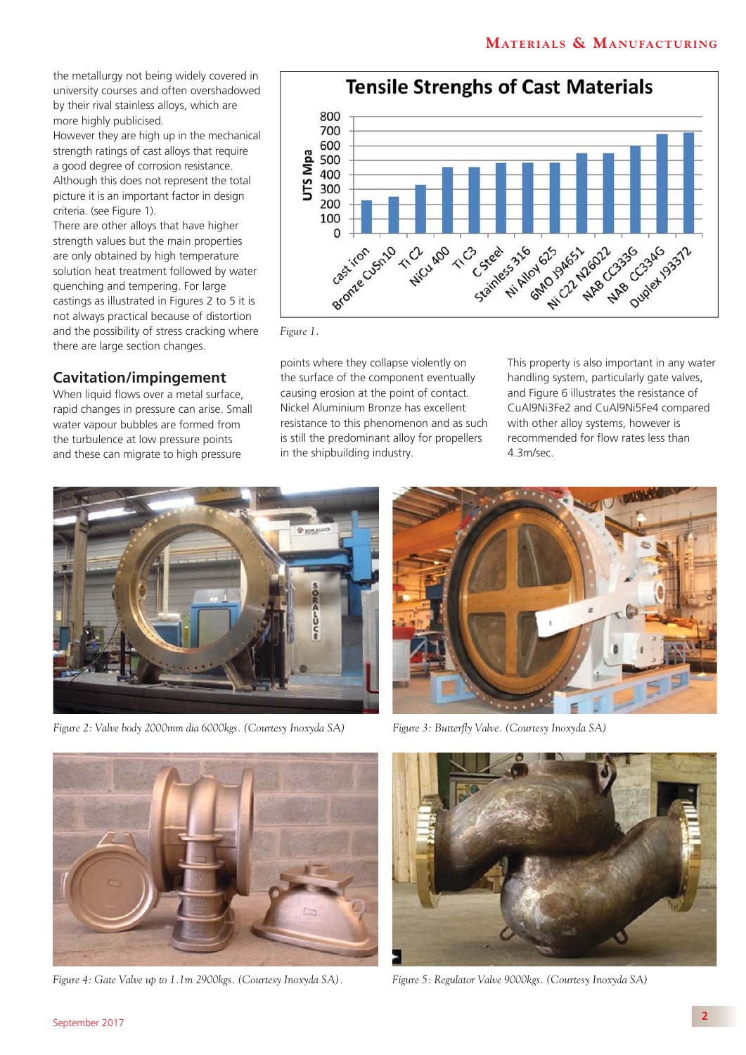the metallurgy not being widely covered in university courses and often overshadowed by their rival stainless alloys, which are more highly publicised.

However they are high up in the mechanical strength ratings of cast alloys that require a good degree of corrosion resistance. Although this does not represent the total picture it is an important factor in design criteria. (see Figure 1).

There are other alloys that have higher strength values but the main properties are only obtained by high temperature solution heat treatment followed by water quenching and tempering. For large castings as illustrated in Figures 2 to 5 it is not always practical because of distortion and the possibility of stress cracking where there are large section changes.

*Figure 1.*

## Cavitation/impingement

When liquid flows over a metal surface, rapid changes in pressure can arise. Small water vapour bubbles are formed from the turbulence at low pressure points and these can migrate to high pressure points where they collapse violently on the surface of the component eventually causing erosion at the point of contact. Nickel Aluminium Bronze has excellent resistance to this phenomenon and as such is still the predominant alloy for propellers in the shipbuilding industry.

This property is also important in any water handling system, particularly gate valves, and Figure 6 illustrates the resistance of CuAl9Ni3Fe2 and CuAl9Ni5Fe4 compared with other alloy systems, however is recommended for flow rates less than 4.3m/sec.

*Figure 2: Valve body 2000mm dia 6000kgs. (Courtesy Inoxyda SA)*

*Figure 3: Butterfly Valve. (Courtesy Inoxyda SA)*

*Figure 4: Gate Valve up to 1.1m 2900kgs. (Courtesy Inoxyda SA).*

*Figure 5: Regulator Valve 9000kgs. (Courtesy Inoxyda SA)*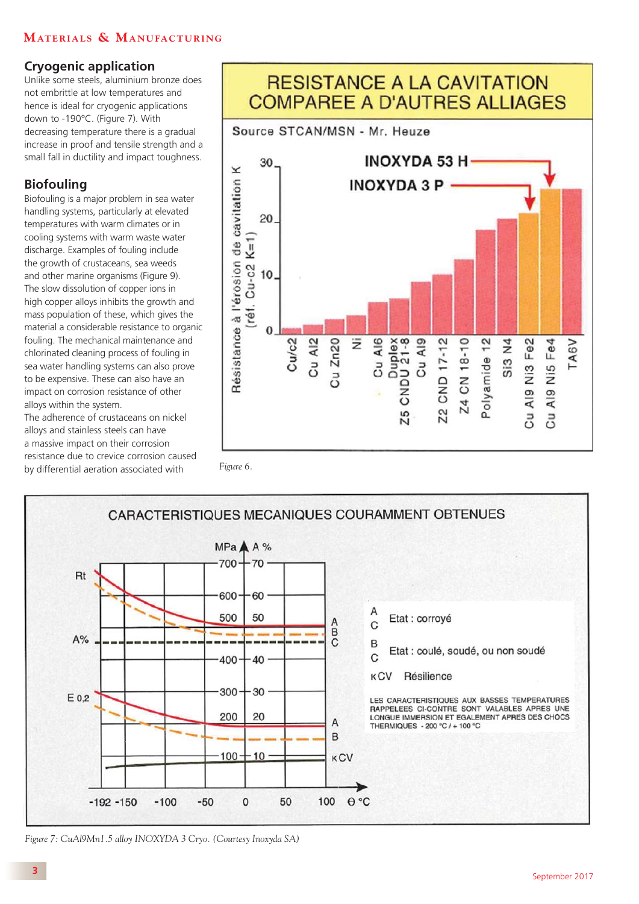## Cryogenic application

Unlike some steels, aluminium bronze does not embrittle at low temperatures and hence is ideal for cryogenic applications down to -190°C. (Figure 7). With decreasing temperature there is a gradual increase in proof and tensile strength and a small fall in ductility and impact toughness.

## Biofouling

Biofouling is a major problem in sea water handling systems, particularly at elevated temperatures with warm climates or in cooling systems with warm waste water discharge. Examples of fouling include the growth of crustaceans, sea weeds and other marine organisms (Figure 9). The slow dissolution of copper ions in high copper alloys inhibits the growth and mass population of these, which gives the material a considerable resistance to organic fouling. The mechanical maintenance and chlorinated cleaning process of fouling in sea water handling systems can also prove to be expensive. These can also have an impact on corrosion resistance of other alloys within the system.

The adherence of crustaceans on nickel alloys and stainless steels can have a massive impact on their corrosion resistance due to crevice corrosion caused by differential aeration associated with

*Figure 6.*

*Figure 7: CuAl9Mn1.5 alloy INOXYDA 3 Cryo. (Courtesy Inoxyda SA)*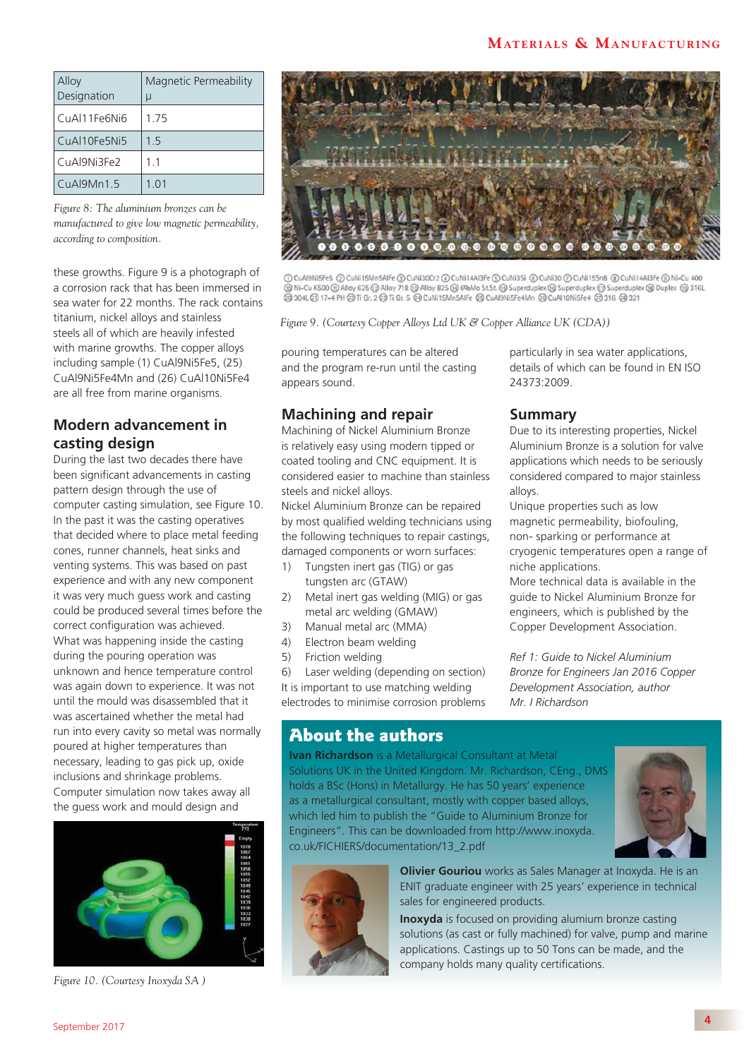| Alloy Designation | Magnetic Permeability μ |
|---|---|
| CuAl11Fe6Ni6 | 1.75 |
| CuAl10Fe5Ni5 | 1.5 |
| CuAl9Ni3Fe2 | 1.1 |
| CuAl9Mn1.5 | 1.01 |

*Figure 8: The aluminium bronzes can be manufactured to give low magnetic permeability, according to composition.*

these growths. Figure 9 is a photograph of a corrosion rack that has been immersed in sea water for 22 months. The rack contains titanium, nickel alloys and stainless steels all of which are heavily infested with marine growths. The copper alloys including sample (1) CuAl9Ni5Fe5, (25) CuAl9Ni5Fe4Mn and (26) CuAl10Ni5Fe4 are all free from marine organisms.

## Modern advancement in casting design

During the last two decades there have been significant advancements in casting pattern design through the use of computer casting simulation, see Figure 10. In the past it was the casting operatives that decided where to place metal feeding cones, runner channels, heat sinks and venting systems. This was based on past experience and with any new component it was very much guess work and castings could be produced several times before the correct configuration was achieved. What was happening inside the casting during the pouring operation was unknown and hence temperature control was again down to experience. It was not until the mould was disassembled that it was ascertained whether the metal had run into every cavity so metal was normally poured at higher temperatures than necessary, leading to gas pick up, oxide inclusions and shrinkage problems. Computer simulation now takes away all the guess work and mould design and

*Figure 10. (Courtesy Inoxyda SA )*

(1) CuAl9Ni5Fe5 (2) CuNi15Mn5AlFe (3) CuNi30Cr2 (4) CuNi14Al3Fe (5) CuNi3Si (6) CuNi30 (7) CuNi15Sn8 (8) CuNi14Al3Fe (9) Ni-Cu 400 (10) Ni-Cu K500 (11) Alloy 625 (12) Alloy 718 (13) Alloy 825 (14) 6%Mo St.St. (15) Superduplex (16) Superduplex (17) Superduplex (18) Duplex (19) 316L (20) 304L (21) 17-4 PH (22) Ti Gr. 2 (23) Ti Gr. 5 (24) CuNi15Mn5AlFe (25) CuAl9Ni5Fe4Mn (26) CuAl10Ni5Fe4 (27) 316 (28) 321

*Figure 9. (Courtesy Copper Alloys Ltd UK & Copper Alliance UK (CDA))*

pouring temperatures can be altered and the program re-run until the casting appears sound.

## Machining and repair

Machining of Nickel Aluminium Bronze is relatively easy using modern tipped or coated tooling and CNC equipment. It is considered easier to machine than stainless steels and nickel alloys.

Nickel Aluminium Bronze can be repaired by most qualified welding technicians using the following techniques to repair castings, damaged components or worn surfaces:

1) Tungsten inert gas (TIG) or gas tungsten arc (GTAW)
2) Metal inert gas welding (MIG) or gas metal arc welding (GMAW)
3) Manual metal arc (MMA)
4) Electron beam welding
5) Friction welding
6) Laser welding (depending on section)

It is important to use matching welding electrodes to minimise corrosion problems particularly in sea water applications, details of which can be found in EN ISO 24373:2009.

## Summary

Due to its interesting properties, Nickel Aluminium Bronze is a solution for valve applications which needs to be seriously considered compared to major stainless alloys.

Unique properties such as low magnetic permeability, biofouling, non- sparking or performance at cryogenic temperatures open a range of niche applications.

More technical data is available in the guide to Nickel Aluminium Bronze for engineers, which is published by the Copper Development Association.

*Ref 1: Guide to Nickel Aluminium Bronze for Engineers Jan 2016 Copper Development Association, author Mr. I Richardson*

## About the authors

**Ivan Richardson** is a Metallurgical Consultant at Metal Solutions UK in the United Kingdom. Mr. Richardson, CEng., DMS holds a BSc (Hons) in Metallurgy. He has 50 years' experience as a metallurgical consultant, mostly with copper based alloys, which led him to publish the "Guide to Aluminium Bronze for Engineers". This can be downloaded from http://www.inoxyda.co.uk/FICHIERS/documentation/13_2.pdf

**Olivier Gouriou** works as Sales Manager at Inoxyda. He is an ENIT graduate engineer with 25 years' experience in technical sales for engineered products.

**Inoxyda** is focused on providing alumium bronze casting solutions (as cast or fully machined) for valve, pump and marine applications. Castings up to 50 Tons can be made, and the company holds many quality certifications.